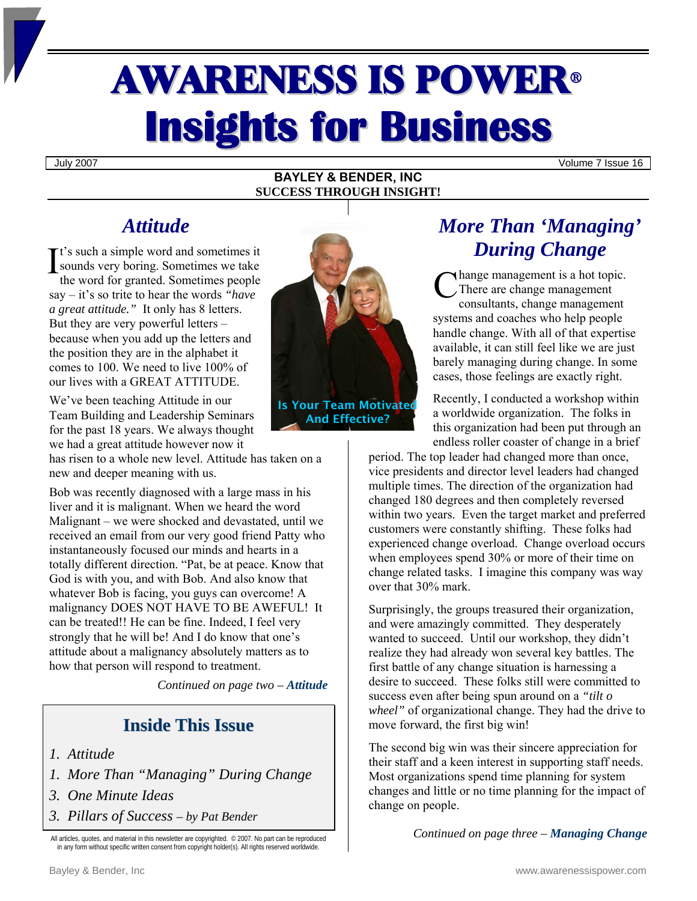# AWARENESS IS POWER®
# Insights for Business

July 2007 | Volume 7 Issue 16

**BAYLEY & BENDER, INC**
**SUCCESS THROUGH INSIGHT!**

## *Attitude*

It's such a simple word and sometimes it sounds very boring. Sometimes we take the word for granted. Sometimes people say – it's so trite to hear the words *"have a great attitude."* It only has 8 letters. But they are very powerful letters – because when you add up the letters and the position they are in the alphabet it comes to 100. We need to live 100% of our lives with a GREAT ATTITUDE.

We've been teaching Attitude in our Team Building and Leadership Seminars for the past 18 years. We always thought we had a great attitude however now it has risen to a whole new level. Attitude has taken on a new and deeper meaning with us.

Bob was recently diagnosed with a large mass in his liver and it is malignant. When we heard the word Malignant – we were shocked and devastated, until we received an email from our very good friend Patty who instantaneously focused our minds and hearts in a totally different direction. "Pat, be at peace. Know that God is with you, and with Bob. And also know that whatever Bob is facing, you guys can overcome! A malignancy DOES NOT HAVE TO BE AWEFUL! It can be treated!! He can be fine. Indeed, I feel very strongly that he will be! And I do know that one's attitude about a malignancy absolutely matters as to how that person will respond to treatment.

*Continued on page two –* ***Attitude***

**Is Your Team Motivated And Effective?**

### Inside This Issue

1. *Attitude*
1. *More Than "Managing" During Change*
3. *One Minute Ideas*
3. *Pillars of Success – by Pat Bender*

All articles, quotes, and material in this newsletter are copyrighted. © 2007. No part can be reproduced in any form without specific written consent from copyright holder(s). All rights reserved worldwide.

## *More Than 'Managing' During Change*

Change management is a hot topic. There are change management consultants, change management systems and coaches who help people handle change. With all of that expertise available, it can still feel like we are just barely managing during change. In some cases, those feelings are exactly right.

Recently, I conducted a workshop within a worldwide organization. The folks in this organization had been put through an endless roller coaster of change in a brief period. The top leader had changed more than once, vice presidents and director level leaders had changed multiple times. The direction of the organization had changed 180 degrees and then completely reversed within two years. Even the target market and preferred customers were constantly shifting. These folks had experienced change overload. Change overload occurs when employees spend 30% or more of their time on change related tasks. I imagine this company was way over that 30% mark.

Surprisingly, the groups treasured their organization, and were amazingly committed. They desperately wanted to succeed. Until our workshop, they didn't realize they had already won several key battles. The first battle of any change situation is harnessing a desire to succeed. These folks still were committed to success even after being spun around on a *"tilt o wheel"* of organizational change. They had the drive to move forward, the first big win!

The second big win was their sincere appreciation for their staff and a keen interest in supporting staff needs. Most organizations spend time planning for system changes and little or no time planning for the impact of change on people.

*Continued on page three –* ***Managing Change***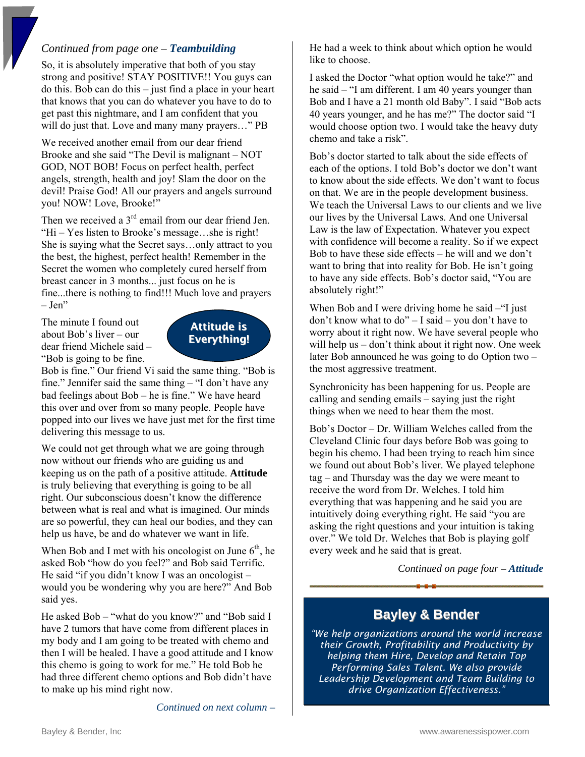*Continued from page one –* ***Teambuilding***

So, it is absolutely imperative that both of you stay strong and positive! STAY POSITIVE!! You guys can do this. Bob can do this – just find a place in your heart that knows that you can do whatever you have to do to get past this nightmare, and I am confident that you will do just that. Love and many many prayers…" PB

We received another email from our dear friend Brooke and she said "The Devil is malignant – NOT GOD, NOT BOB! Focus on perfect health, perfect angels, strength, health and joy! Slam the door on the devil! Praise God! All our prayers and angels surround you! NOW! Love, Brooke!"

Then we received a 3rd email from our dear friend Jen. "Hi – Yes listen to Brooke's message…she is right! She is saying what the Secret says…only attract to you the best, the highest, perfect health! Remember in the Secret the women who completely cured herself from breast cancer in 3 months... just focus on he is fine...there is nothing to find!!! Much love and prayers – Jen"

**Attitude is Everything!**

The minute I found out about Bob's liver – our dear friend Michele said – "Bob is going to be fine. Bob is fine." Our friend Vi said the same thing. "Bob is fine." Jennifer said the same thing – "I don't have any bad feelings about Bob – he is fine." We have heard this over and over from so many people. People have popped into our lives we have just met for the first time delivering this message to us.

We could not get through what we are going through now without our friends who are guiding us and keeping us on the path of a positive attitude. **Attitude** is truly believing that everything is going to be all right. Our subconscious doesn't know the difference between what is real and what is imagined. Our minds are so powerful, they can heal our bodies, and they can help us have, be and do whatever we want in life.

When Bob and I met with his oncologist on June 6th, he asked Bob "how do you feel?" and Bob said Terrific. He said "if you didn't know I was an oncologist – would you be wondering why you are here?" And Bob said yes.

He asked Bob – "what do you know?" and "Bob said I have 2 tumors that have come from different places in my body and I am going to be treated with chemo and then I will be healed. I have a good attitude and I know this chemo is going to work for me." He told Bob he had three different chemo options and Bob didn't have to make up his mind right now.

*Continued on next column –*

He had a week to think about which option he would like to choose.

I asked the Doctor "what option would he take?" and he said – "I am different. I am 40 years younger than Bob and I have a 21 month old Baby". I said "Bob acts 40 years younger, and he has me?" The doctor said "I would choose option two. I would take the heavy duty chemo and take a risk".

Bob's doctor started to talk about the side effects of each of the options. I told Bob's doctor we don't want to know about the side effects. We don't want to focus on that. We are in the people development business. We teach the Universal Laws to our clients and we live our lives by the Universal Laws. And one Universal Law is the law of Expectation. Whatever you expect with confidence will become a reality. So if we expect Bob to have these side effects – he will and we don't want to bring that into reality for Bob. He isn't going to have any side effects. Bob's doctor said, "You are absolutely right!"

When Bob and I were driving home he said –"I just don't know what to do" – I said – you don't have to worry about it right now. We have several people who will help us – don't think about it right now. One week later Bob announced he was going to do Option two – the most aggressive treatment.

Synchronicity has been happening for us. People are calling and sending emails – saying just the right things when we need to hear them the most.

Bob's Doctor – Dr. William Welches called from the Cleveland Clinic four days before Bob was going to begin his chemo. I had been trying to reach him since we found out about Bob's liver. We played telephone tag – and Thursday was the day we were meant to receive the word from Dr. Welches. I told him everything that was happening and he said you are intuitively doing everything right. He said "you are asking the right questions and your intuition is taking over." We told Dr. Welches that Bob is playing golf every week and he said that is great.

*Continued on page four –* ***Attitude***

## Bayley & Bender

*"We help organizations around the world increase their Growth, Profitability and Productivity by helping them Hire, Develop and Retain Top Performing Sales Talent. We also provide Leadership Development and Team Building to drive Organization Effectiveness."*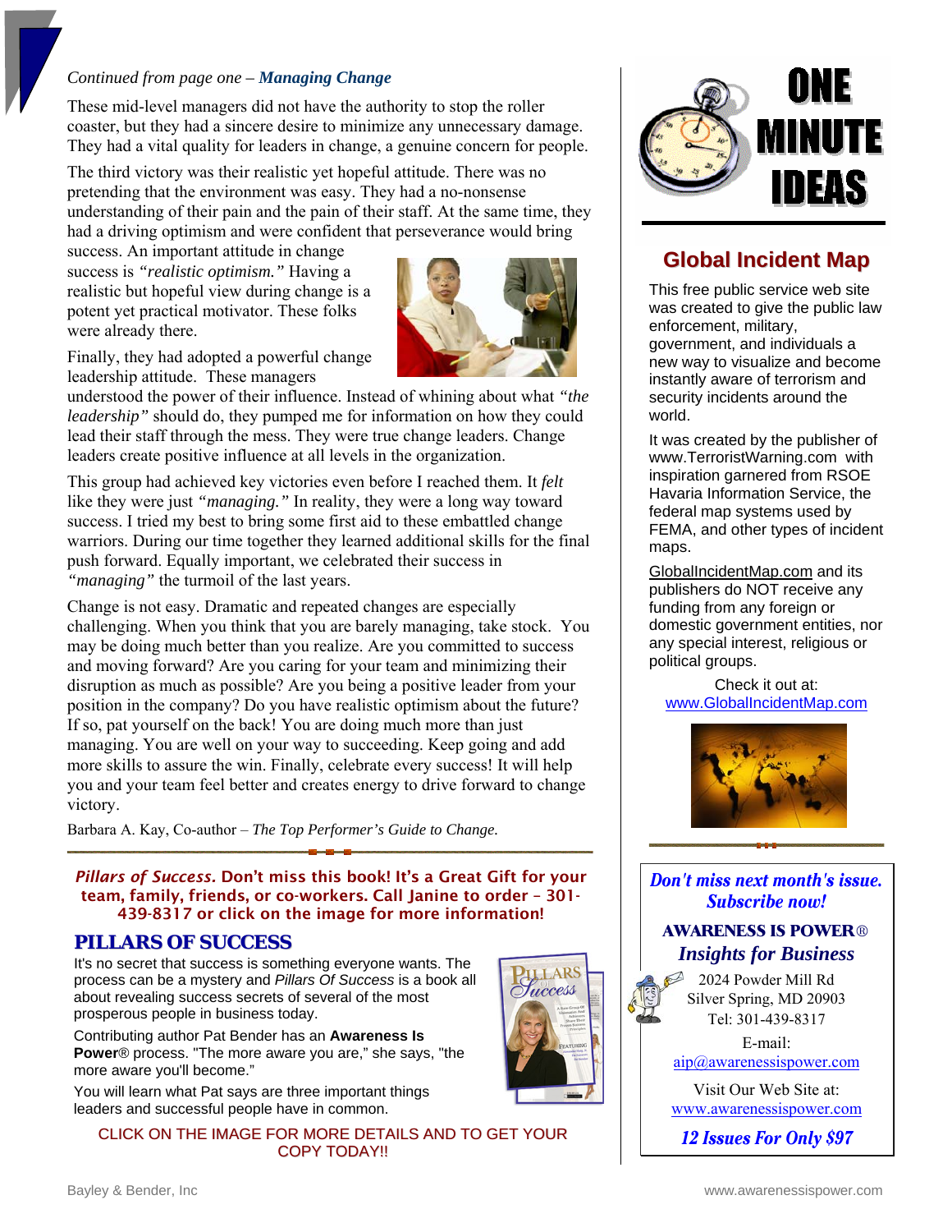*Continued from page one – **Managing Change***

These mid-level managers did not have the authority to stop the roller coaster, but they had a sincere desire to minimize any unnecessary damage. They had a vital quality for leaders in change, a genuine concern for people.

The third victory was their realistic yet hopeful attitude. There was no pretending that the environment was easy. They had a no-nonsense understanding of their pain and the pain of their staff. At the same time, they had a driving optimism and were confident that perseverance would bring success. An important attitude in change success is *"realistic optimism."* Having a realistic but hopeful view during change is a potent yet practical motivator. These folks were already there.

Finally, they had adopted a powerful change leadership attitude. These managers understood the power of their influence. Instead of whining about what *"the leadership"* should do, they pumped me for information on how they could lead their staff through the mess. They were true change leaders. Change leaders create positive influence at all levels in the organization.

This group had achieved key victories even before I reached them. It *felt* like they were just *"managing."* In reality, they were a long way toward success. I tried my best to bring some first aid to these embattled change warriors. During our time together they learned additional skills for the final push forward. Equally important, we celebrated their success in *"managing"* the turmoil of the last years.

Change is not easy. Dramatic and repeated changes are especially challenging. When you think that you are barely managing, take stock. You may be doing much better than you realize. Are you committed to success and moving forward? Are you caring for your team and minimizing their disruption as much as possible? Are you being a positive leader from your position in the company? Do you have realistic optimism about the future? If so, pat yourself on the back! You are doing much more than just managing. You are well on your way to succeeding. Keep going and add more skills to assure the win. Finally, celebrate every success! It will help you and your team feel better and creates energy to drive forward to change victory.

Barbara A. Kay, Co-author – *The Top Performer's Guide to Change.*

***Pillars of Success.*** **Don't miss this book! It's a Great Gift for your team, family, friends, or co-workers. Call Janine to order – 301-439-8317 or click on the image for more information!**

## PILLARS OF SUCCESS

It's no secret that success is something everyone wants. The process can be a mystery and *Pillars Of Success* is a book all about revealing success secrets of several of the most prosperous people in business today.

Contributing author Pat Bender has an **Awareness Is Power**® process. "The more aware you are," she says, "the more aware you'll become."

You will learn what Pat says are three important things leaders and successful people have in common.

CLICK ON THE IMAGE FOR MORE DETAILS AND TO GET YOUR COPY TODAY!!

# ONE MINUTE IDEAS

## Global Incident Map

This free public service web site was created to give the public law enforcement, military, government, and individuals a new way to visualize and become instantly aware of terrorism and security incidents around the world.

It was created by the publisher of www.TerroristWarning.com with inspiration garnered from RSOE Havaria Information Service, the federal map systems used by FEMA, and other types of incident maps.

GlobalIncidentMap.com and its publishers do NOT receive any funding from any foreign or domestic government entities, nor any special interest, religious or political groups.

Check it out at:
www.GlobalIncidentMap.com

***Don't miss next month's issue. Subscribe now!***

**AWARENESS IS POWER**®
***Insights for Business***

2024 Powder Mill Rd
Silver Spring, MD 20903
Tel: 301-439-8317

E-mail:
aip@awarenessispower.com

Visit Our Web Site at:
www.awarenessispower.com

***12 Issues For Only $97***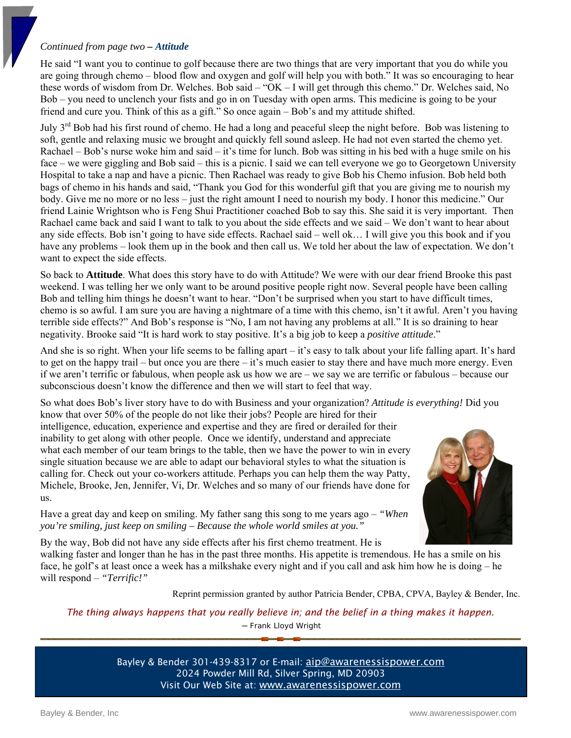*Continued from page two –* ***Attitude***

He said "I want you to continue to golf because there are two things that are very important that you do while you are going through chemo – blood flow and oxygen and golf will help you with both." It was so encouraging to hear these words of wisdom from Dr. Welches. Bob said – "OK – I will get through this chemo." Dr. Welches said, No Bob – you need to unclench your fists and go in on Tuesday with open arms. This medicine is going to be your friend and cure you. Think of this as a gift." So once again – Bob's and my attitude shifted.

July 3rd Bob had his first round of chemo. He had a long and peaceful sleep the night before. Bob was listening to soft, gentle and relaxing music we brought and quickly fell sound asleep. He had not even started the chemo yet. Rachael – Bob's nurse woke him and said – it's time for lunch. Bob was sitting in his bed with a huge smile on his face – we were giggling and Bob said – this is a picnic. I said we can tell everyone we go to Georgetown University Hospital to take a nap and have a picnic. Then Rachael was ready to give Bob his Chemo infusion. Bob held both bags of chemo in his hands and said, "Thank you God for this wonderful gift that you are giving me to nourish my body. Give me no more or no less – just the right amount I need to nourish my body. I honor this medicine." Our friend Lainie Wrightson who is Feng Shui Practitioner coached Bob to say this. She said it is very important. Then Rachael came back and said I want to talk to you about the side effects and we said – We don't want to hear about any side effects. Bob isn't going to have side effects. Rachael said – well ok… I will give you this book and if you have any problems – look them up in the book and then call us. We told her about the law of expectation. We don't want to expect the side effects.

So back to **Attitude**. What does this story have to do with Attitude? We were with our dear friend Brooke this past weekend. I was telling her we only want to be around positive people right now. Several people have been calling Bob and telling him things he doesn't want to hear. "Don't be surprised when you start to have difficult times, chemo is so awful. I am sure you are having a nightmare of a time with this chemo, isn't it awful. Aren't you having terrible side effects?" And Bob's response is "No, I am not having any problems at all." It is so draining to hear negativity. Brooke said "It is hard work to stay positive. It's a big job to keep a *positive attitude*."

And she is so right. When your life seems to be falling apart – it's easy to talk about your life falling apart. It's hard to get on the happy trail – but once you are there – it's much easier to stay there and have much more energy. Even if we aren't terrific or fabulous, when people ask us how we are – we say we are terrific or fabulous – because our subconscious doesn't know the difference and then we will start to feel that way.

So what does Bob's liver story have to do with Business and your organization? *Attitude is everything!* Did you know that over 50% of the people do not like their jobs? People are hired for their intelligence, education, experience and expertise and they are fired or derailed for their inability to get along with other people. Once we identify, understand and appreciate what each member of our team brings to the table, then we have the power to win in every single situation because we are able to adapt our behavioral styles to what the situation is calling for. Check out your co-workers attitude. Perhaps you can help them the way Patty, Michele, Brooke, Jen, Jennifer, Vi, Dr. Welches and so many of our friends have done for us.

Have a great day and keep on smiling. My father sang this song to me years ago – *"When you're smiling, just keep on smiling – Because the whole world smiles at you."*

By the way, Bob did not have any side effects after his first chemo treatment. He is walking faster and longer than he has in the past three months. His appetite is tremendous. He has a smile on his face, he golf's at least once a week has a milkshake every night and if you call and ask him how he is doing – he will respond – *"Terrific!"*

Reprint permission granted by author Patricia Bender, CPBA, CPVA, Bayley & Bender, Inc.

*The thing always happens that you really believe in; and the belief in a thing makes it happen.*

— Frank Lloyd Wright

Bayley & Bender 301-439-8317 or E-mail: aip@awarenessispower.com
2024 Powder Mill Rd, Silver Spring, MD 20903
Visit Our Web Site at: www.awarenessispower.com